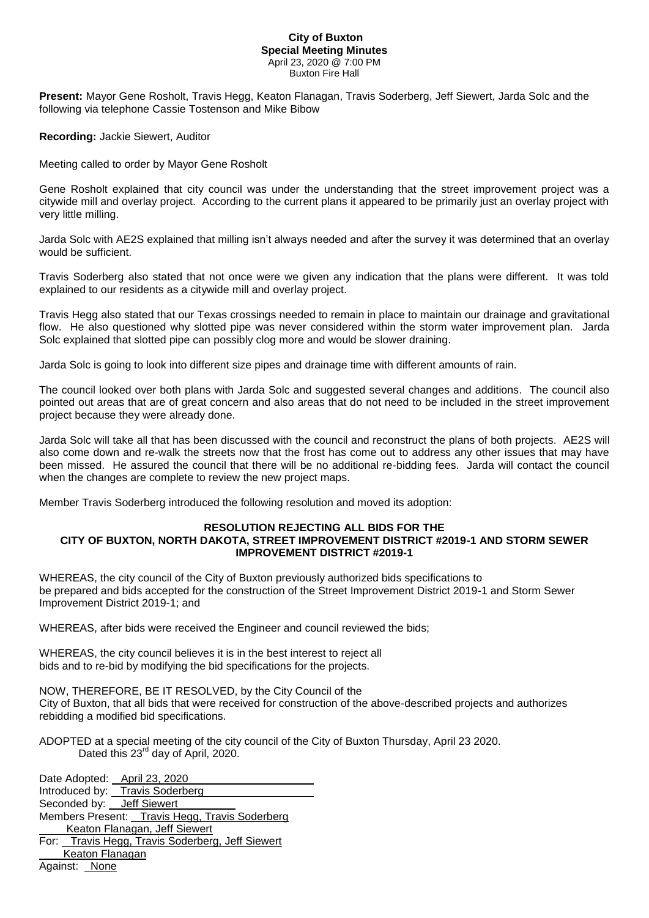**City of Buxton**
**Special Meeting Minutes**
April 23, 2020 @ 7:00 PM
Buxton Fire Hall

**Present:** Mayor Gene Rosholt, Travis Hegg, Keaton Flanagan, Travis Soderberg, Jeff Siewert, Jarda Solc and the following via telephone Cassie Tostenson and Mike Bibow

**Recording:** Jackie Siewert, Auditor

Meeting called to order by Mayor Gene Rosholt

Gene Rosholt explained that city council was under the understanding that the street improvement project was a citywide mill and overlay project. According to the current plans it appeared to be primarily just an overlay project with very little milling.

Jarda Solc with AE2S explained that milling isn't always needed and after the survey it was determined that an overlay would be sufficient.

Travis Soderberg also stated that not once were we given any indication that the plans were different. It was told explained to our residents as a citywide mill and overlay project.

Travis Hegg also stated that our Texas crossings needed to remain in place to maintain our drainage and gravitational flow. He also questioned why slotted pipe was never considered within the storm water improvement plan. Jarda Solc explained that slotted pipe can possibly clog more and would be slower draining.

Jarda Solc is going to look into different size pipes and drainage time with different amounts of rain.

The council looked over both plans with Jarda Solc and suggested several changes and additions. The council also pointed out areas that are of great concern and also areas that do not need to be included in the street improvement project because they were already done.

Jarda Solc will take all that has been discussed with the council and reconstruct the plans of both projects. AE2S will also come down and re-walk the streets now that the frost has come out to address any other issues that may have been missed. He assured the council that there will be no additional re-bidding fees. Jarda will contact the council when the changes are complete to review the new project maps.

Member Travis Soderberg introduced the following resolution and moved its adoption:

**RESOLUTION REJECTING ALL BIDS FOR THE CITY OF BUXTON, NORTH DAKOTA, STREET IMPROVEMENT DISTRICT #2019-1 AND STORM SEWER IMPROVEMENT DISTRICT #2019-1**

WHEREAS, the city council of the City of Buxton previously authorized bids specifications to be prepared and bids accepted for the construction of the Street Improvement District 2019-1 and Storm Sewer Improvement District 2019-1; and

WHEREAS, after bids were received the Engineer and council reviewed the bids;

WHEREAS, the city council believes it is in the best interest to reject all bids and to re-bid by modifying the bid specifications for the projects.

NOW, THEREFORE, BE IT RESOLVED, by the City Council of the City of Buxton, that all bids that were received for construction of the above-described projects and authorizes rebidding a modified bid specifications.

ADOPTED at a special meeting of the city council of the City of Buxton Thursday, April 23 2020.
Dated this 23rd day of April, 2020.

Date Adopted: April 23, 2020
Introduced by: Travis Soderberg
Seconded by: Jeff Siewert
Members Present: Travis Hegg, Travis Soderberg Keaton Flanagan, Jeff Siewert
For: Travis Hegg, Travis Soderberg, Jeff Siewert Keaton Flanagan
Against: None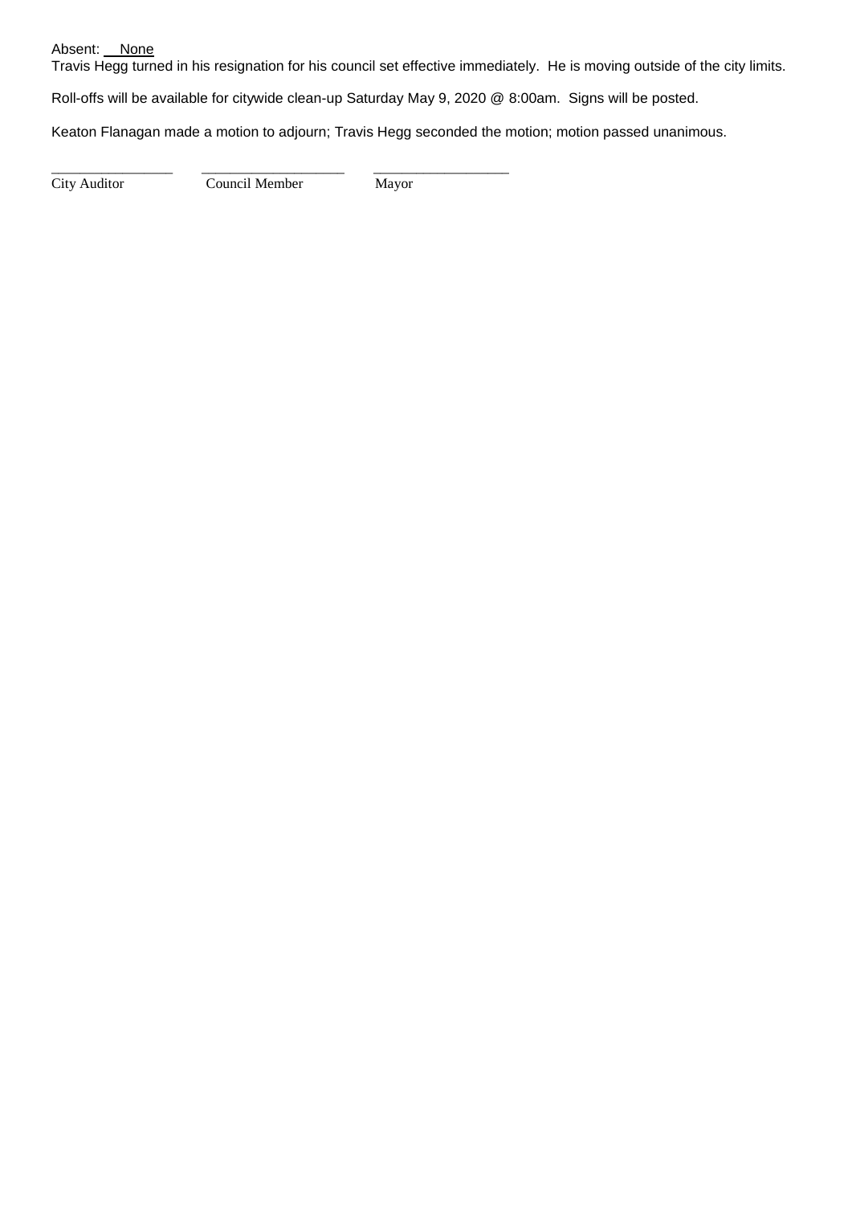Absent: None

Travis Hegg turned in his resignation for his council set effective immediately. He is moving outside of the city limits.

Roll-offs will be available for citywide clean-up Saturday May 9, 2020 @ 8:00am. Signs will be posted.

Keaton Flanagan made a motion to adjourn; Travis Hegg seconded the motion; motion passed unanimous.

\_\_\_\_\_\_\_\_\_\_\_\_\_\_\_\_\_ \_\_\_\_\_\_\_\_\_\_\_\_\_\_\_\_\_\_\_\_ \_\_\_\_\_\_\_\_\_\_\_\_\_\_\_\_\_\_\_

City Auditor Council Member Mayor